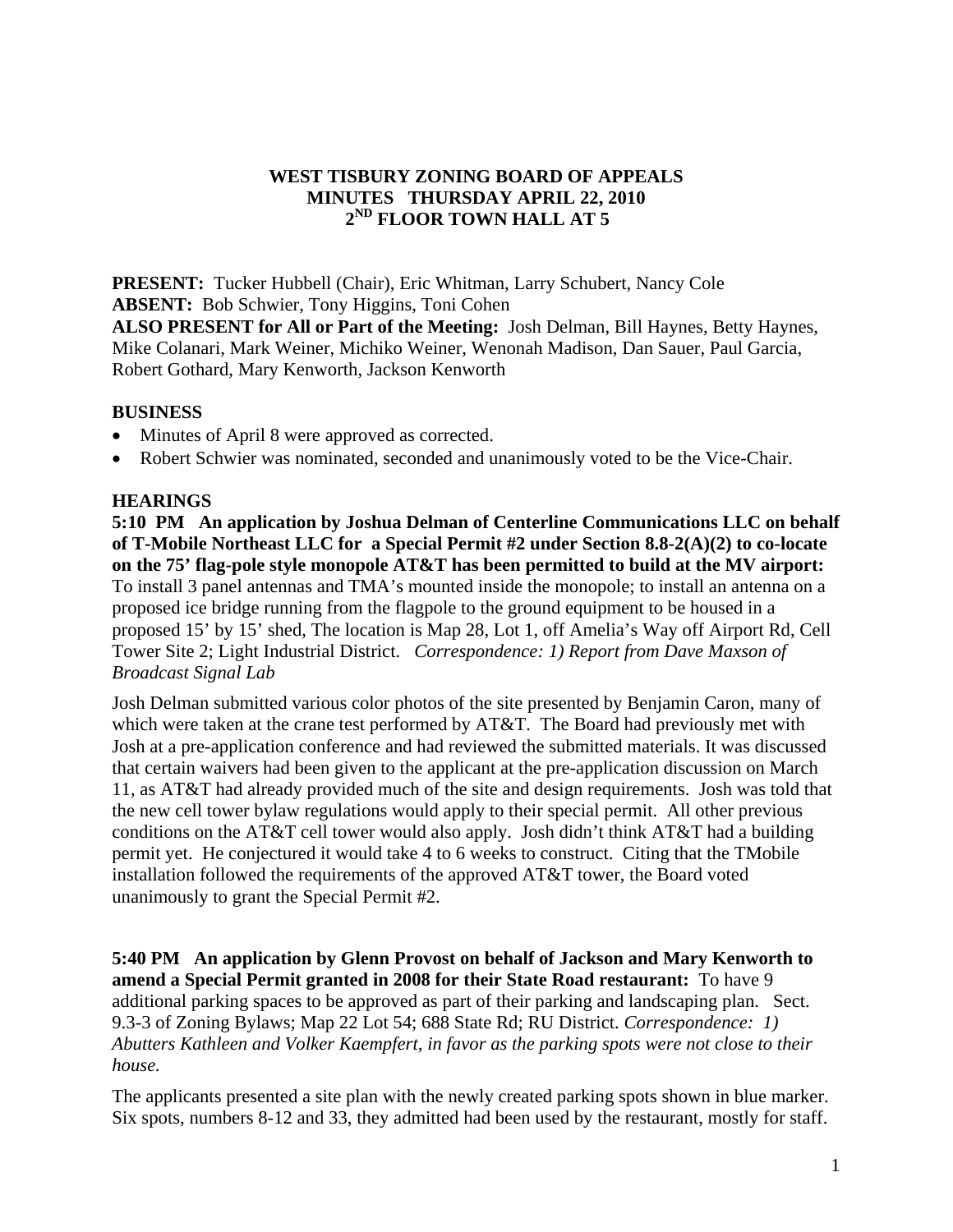**WEST TISBURY ZONING BOARD OF APPEALS**
**MINUTES THURSDAY APRIL 22, 2010**
**2ND FLOOR TOWN HALL AT 5**

**PRESENT:** Tucker Hubbell (Chair), Eric Whitman, Larry Schubert, Nancy Cole
**ABSENT:** Bob Schwier, Tony Higgins, Toni Cohen
**ALSO PRESENT for All or Part of the Meeting:** Josh Delman, Bill Haynes, Betty Haynes, Mike Colanari, Mark Weiner, Michiko Weiner, Wenonah Madison, Dan Sauer, Paul Garcia, Robert Gothard, Mary Kenworth, Jackson Kenworth

## BUSINESS

- Minutes of April 8 were approved as corrected.
- Robert Schwier was nominated, seconded and unanimously voted to be the Vice-Chair.

## HEARINGS

**5:10 PM An application by Joshua Delman of Centerline Communications LLC on behalf of T-Mobile Northeast LLC for a Special Permit #2 under Section 8.8-2(A)(2) to co-locate on the 75' flag-pole style monopole AT&T has been permitted to build at the MV airport:** To install 3 panel antennas and TMA's mounted inside the monopole; to install an antenna on a proposed ice bridge running from the flagpole to the ground equipment to be housed in a proposed 15' by 15' shed, The location is Map 28, Lot 1, off Amelia's Way off Airport Rd, Cell Tower Site 2; Light Industrial District. *Correspondence: 1) Report from Dave Maxson of Broadcast Signal Lab*

Josh Delman submitted various color photos of the site presented by Benjamin Caron, many of which were taken at the crane test performed by AT&T. The Board had previously met with Josh at a pre-application conference and had reviewed the submitted materials. It was discussed that certain waivers had been given to the applicant at the pre-application discussion on March 11, as AT&T had already provided much of the site and design requirements. Josh was told that the new cell tower bylaw regulations would apply to their special permit. All other previous conditions on the AT&T cell tower would also apply. Josh didn't think AT&T had a building permit yet. He conjectured it would take 4 to 6 weeks to construct. Citing that the TMobile installation followed the requirements of the approved AT&T tower, the Board voted unanimously to grant the Special Permit #2.

**5:40 PM An application by Glenn Provost on behalf of Jackson and Mary Kenworth to amend a Special Permit granted in 2008 for their State Road restaurant:** To have 9 additional parking spaces to be approved as part of their parking and landscaping plan. Sect. 9.3-3 of Zoning Bylaws; Map 22 Lot 54; 688 State Rd; RU District. *Correspondence: 1) Abutters Kathleen and Volker Kaempfert, in favor as the parking spots were not close to their house.*

The applicants presented a site plan with the newly created parking spots shown in blue marker. Six spots, numbers 8-12 and 33, they admitted had been used by the restaurant, mostly for staff.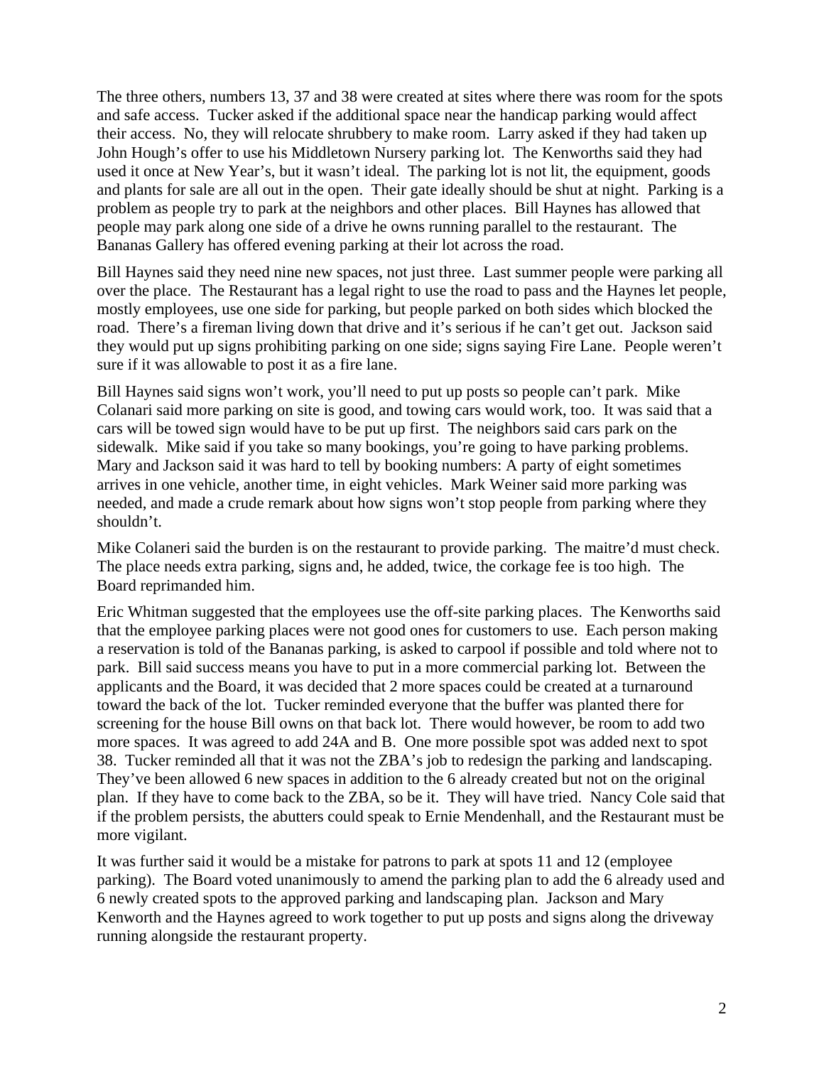The three others, numbers 13, 37 and 38 were created at sites where there was room for the spots and safe access. Tucker asked if the additional space near the handicap parking would affect their access. No, they will relocate shrubbery to make room. Larry asked if they had taken up John Hough's offer to use his Middletown Nursery parking lot. The Kenworths said they had used it once at New Year's, but it wasn't ideal. The parking lot is not lit, the equipment, goods and plants for sale are all out in the open. Their gate ideally should be shut at night. Parking is a problem as people try to park at the neighbors and other places. Bill Haynes has allowed that people may park along one side of a drive he owns running parallel to the restaurant. The Bananas Gallery has offered evening parking at their lot across the road.

Bill Haynes said they need nine new spaces, not just three. Last summer people were parking all over the place. The Restaurant has a legal right to use the road to pass and the Haynes let people, mostly employees, use one side for parking, but people parked on both sides which blocked the road. There's a fireman living down that drive and it's serious if he can't get out. Jackson said they would put up signs prohibiting parking on one side; signs saying Fire Lane. People weren't sure if it was allowable to post it as a fire lane.

Bill Haynes said signs won't work, you'll need to put up posts so people can't park. Mike Colanari said more parking on site is good, and towing cars would work, too. It was said that a cars will be towed sign would have to be put up first. The neighbors said cars park on the sidewalk. Mike said if you take so many bookings, you're going to have parking problems. Mary and Jackson said it was hard to tell by booking numbers: A party of eight sometimes arrives in one vehicle, another time, in eight vehicles. Mark Weiner said more parking was needed, and made a crude remark about how signs won't stop people from parking where they shouldn't.

Mike Colaneri said the burden is on the restaurant to provide parking. The maitre'd must check. The place needs extra parking, signs and, he added, twice, the corkage fee is too high. The Board reprimanded him.

Eric Whitman suggested that the employees use the off-site parking places. The Kenworths said that the employee parking places were not good ones for customers to use. Each person making a reservation is told of the Bananas parking, is asked to carpool if possible and told where not to park. Bill said success means you have to put in a more commercial parking lot. Between the applicants and the Board, it was decided that 2 more spaces could be created at a turnaround toward the back of the lot. Tucker reminded everyone that the buffer was planted there for screening for the house Bill owns on that back lot. There would however, be room to add two more spaces. It was agreed to add 24A and B. One more possible spot was added next to spot 38. Tucker reminded all that it was not the ZBA's job to redesign the parking and landscaping. They've been allowed 6 new spaces in addition to the 6 already created but not on the original plan. If they have to come back to the ZBA, so be it. They will have tried. Nancy Cole said that if the problem persists, the abutters could speak to Ernie Mendenhall, and the Restaurant must be more vigilant.

It was further said it would be a mistake for patrons to park at spots 11 and 12 (employee parking). The Board voted unanimously to amend the parking plan to add the 6 already used and 6 newly created spots to the approved parking and landscaping plan. Jackson and Mary Kenworth and the Haynes agreed to work together to put up posts and signs along the driveway running alongside the restaurant property.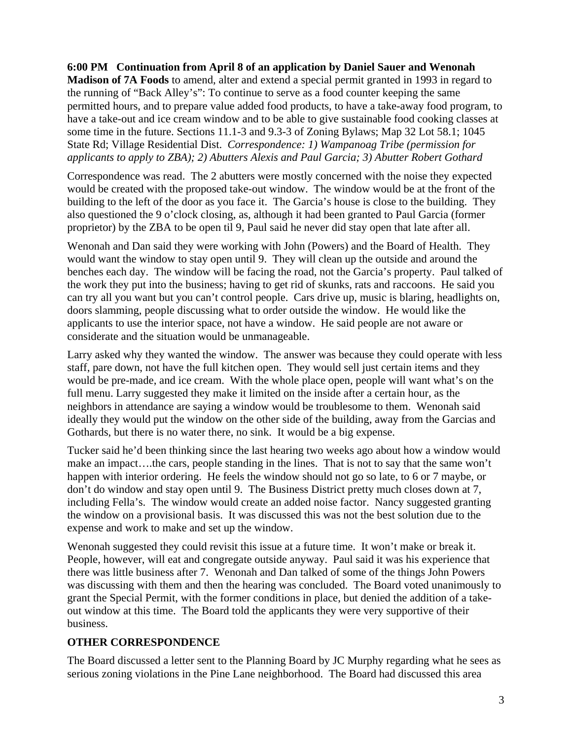**6:00 PM   Continuation from April 8 of an application by Daniel Sauer and Wenonah Madison of 7A Foods** to amend, alter and extend a special permit granted in 1993 in regard to the running of "Back Alley's": To continue to serve as a food counter keeping the same permitted hours, and to prepare value added food products, to have a take-away food program, to have a take-out and ice cream window and to be able to give sustainable food cooking classes at some time in the future. Sections 11.1-3 and 9.3-3 of Zoning Bylaws; Map 32 Lot 58.1; 1045 State Rd; Village Residential Dist. *Correspondence: 1) Wampanoag Tribe (permission for applicants to apply to ZBA); 2) Abutters Alexis and Paul Garcia; 3) Abutter Robert Gothard*

Correspondence was read. The 2 abutters were mostly concerned with the noise they expected would be created with the proposed take-out window. The window would be at the front of the building to the left of the door as you face it. The Garcia's house is close to the building. They also questioned the 9 o'clock closing, as, although it had been granted to Paul Garcia (former proprietor) by the ZBA to be open til 9, Paul said he never did stay open that late after all.

Wenonah and Dan said they were working with John (Powers) and the Board of Health. They would want the window to stay open until 9. They will clean up the outside and around the benches each day. The window will be facing the road, not the Garcia's property. Paul talked of the work they put into the business; having to get rid of skunks, rats and raccoons. He said you can try all you want but you can't control people. Cars drive up, music is blaring, headlights on, doors slamming, people discussing what to order outside the window. He would like the applicants to use the interior space, not have a window. He said people are not aware or considerate and the situation would be unmanageable.

Larry asked why they wanted the window. The answer was because they could operate with less staff, pare down, not have the full kitchen open. They would sell just certain items and they would be pre-made, and ice cream. With the whole place open, people will want what's on the full menu. Larry suggested they make it limited on the inside after a certain hour, as the neighbors in attendance are saying a window would be troublesome to them. Wenonah said ideally they would put the window on the other side of the building, away from the Garcias and Gothards, but there is no water there, no sink. It would be a big expense.

Tucker said he'd been thinking since the last hearing two weeks ago about how a window would make an impact….the cars, people standing in the lines. That is not to say that the same won't happen with interior ordering. He feels the window should not go so late, to 6 or 7 maybe, or don't do window and stay open until 9. The Business District pretty much closes down at 7, including Fella's. The window would create an added noise factor. Nancy suggested granting the window on a provisional basis. It was discussed this was not the best solution due to the expense and work to make and set up the window.

Wenonah suggested they could revisit this issue at a future time. It won't make or break it. People, however, will eat and congregate outside anyway. Paul said it was his experience that there was little business after 7. Wenonah and Dan talked of some of the things John Powers was discussing with them and then the hearing was concluded. The Board voted unanimously to grant the Special Permit, with the former conditions in place, but denied the addition of a take-out window at this time. The Board told the applicants they were very supportive of their business.

**OTHER CORRESPONDENCE**

The Board discussed a letter sent to the Planning Board by JC Murphy regarding what he sees as serious zoning violations in the Pine Lane neighborhood. The Board had discussed this area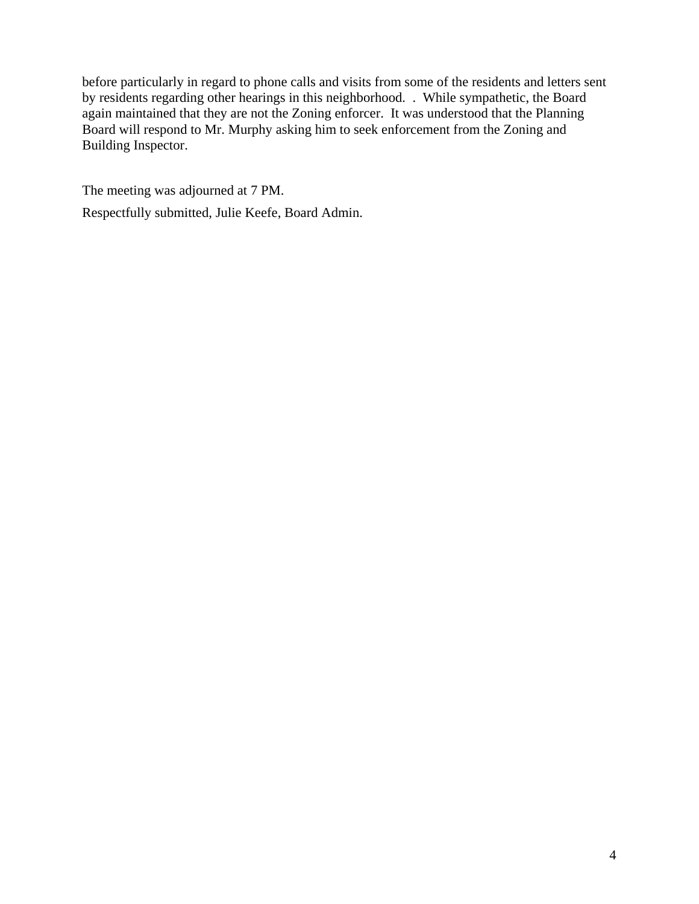before particularly in regard to phone calls and visits from some of the residents and letters sent by residents regarding other hearings in this neighborhood. . While sympathetic, the Board again maintained that they are not the Zoning enforcer. It was understood that the Planning Board will respond to Mr. Murphy asking him to seek enforcement from the Zoning and Building Inspector.

The meeting was adjourned at 7 PM.

Respectfully submitted, Julie Keefe, Board Admin.